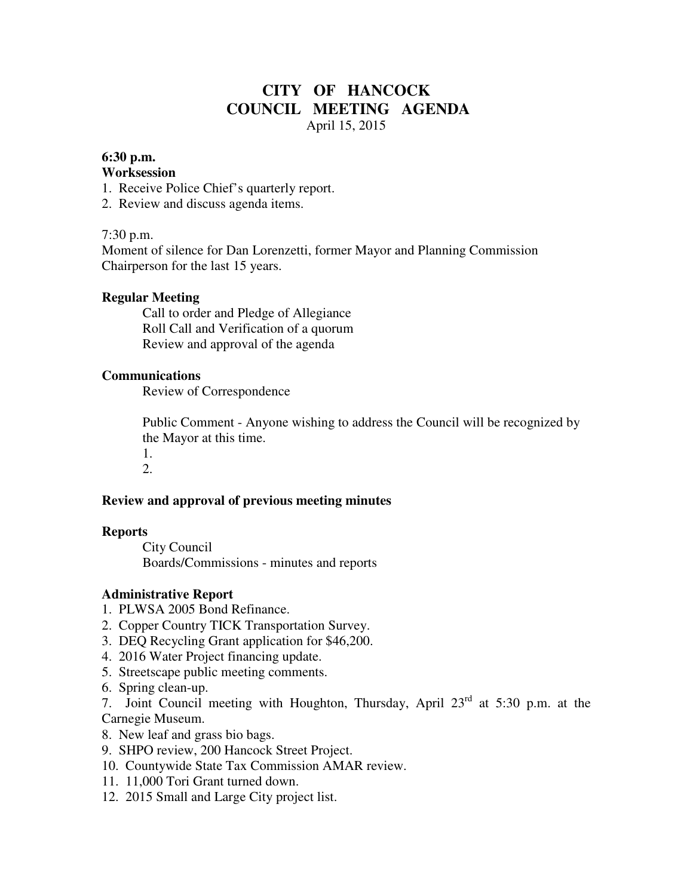# CITY OF HANCOCK
# COUNCIL MEETING AGENDA

April 15, 2015

**6:30 p.m.**

**Worksession**

1. Receive Police Chief's quarterly report.
2. Review and discuss agenda items.

7:30 p.m.

Moment of silence for Dan Lorenzetti, former Mayor and Planning Commission Chairperson for the last 15 years.

**Regular Meeting**

Call to order and Pledge of Allegiance

Roll Call and Verification of a quorum

Review and approval of the agenda

**Communications**

Review of Correspondence

Public Comment - Anyone wishing to address the Council will be recognized by the Mayor at this time.

1.
2.

**Review and approval of previous meeting minutes**

**Reports**

City Council

Boards/Commissions - minutes and reports

**Administrative Report**

1. PLWSA 2005 Bond Refinance.
2. Copper Country TICK Transportation Survey.
3. DEQ Recycling Grant application for $46,200.
4. 2016 Water Project financing update.
5. Streetscape public meeting comments.
6. Spring clean-up.
7. Joint Council meeting with Houghton, Thursday, April 23rd at 5:30 p.m. at the Carnegie Museum.
8. New leaf and grass bio bags.
9. SHPO review, 200 Hancock Street Project.
10. Countywide State Tax Commission AMAR review.
11. 11,000 Tori Grant turned down.
12. 2015 Small and Large City project list.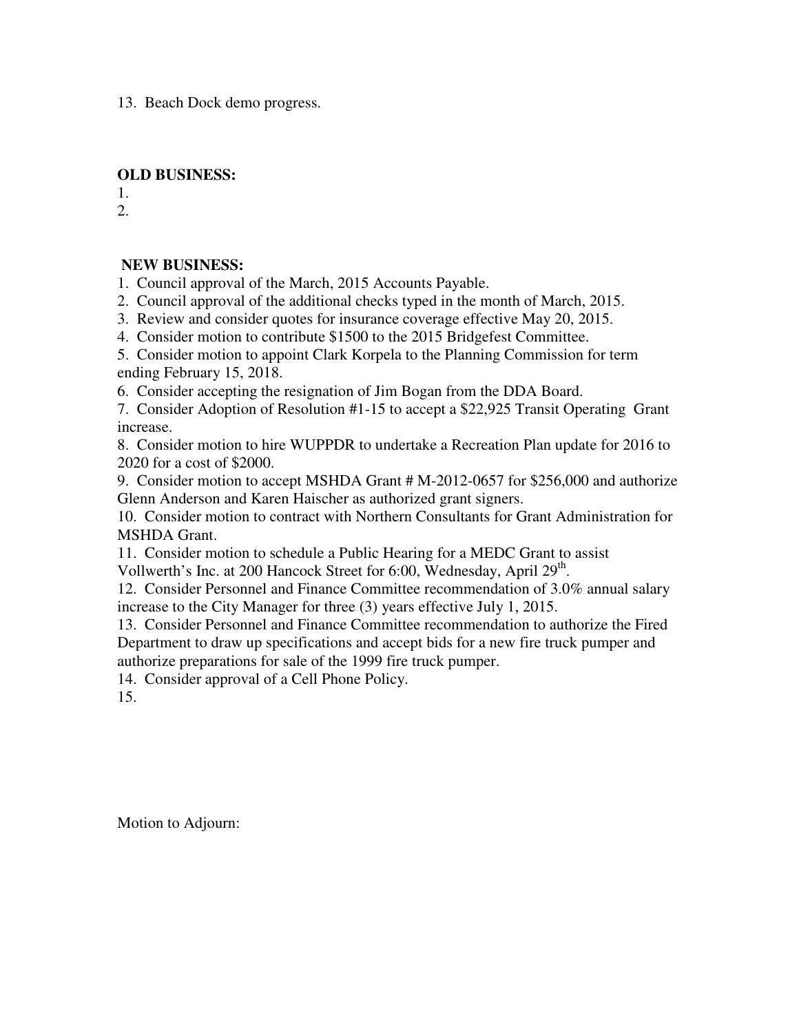13. Beach Dock demo progress.

**OLD BUSINESS:**

1.
2.

**NEW BUSINESS:**

1. Council approval of the March, 2015 Accounts Payable.
2. Council approval of the additional checks typed in the month of March, 2015.
3. Review and consider quotes for insurance coverage effective May 20, 2015.
4. Consider motion to contribute $1500 to the 2015 Bridgefest Committee.
5. Consider motion to appoint Clark Korpela to the Planning Commission for term ending February 15, 2018.
6. Consider accepting the resignation of Jim Bogan from the DDA Board.
7. Consider Adoption of Resolution #1-15 to accept a $22,925 Transit Operating Grant increase.
8. Consider motion to hire WUPPDR to undertake a Recreation Plan update for 2016 to 2020 for a cost of $2000.
9. Consider motion to accept MSHDA Grant # M-2012-0657 for $256,000 and authorize Glenn Anderson and Karen Haischer as authorized grant signers.
10. Consider motion to contract with Northern Consultants for Grant Administration for MSHDA Grant.
11. Consider motion to schedule a Public Hearing for a MEDC Grant to assist Vollwerth's Inc. at 200 Hancock Street for 6:00, Wednesday, April 29th.
12. Consider Personnel and Finance Committee recommendation of 3.0% annual salary increase to the City Manager for three (3) years effective July 1, 2015.
13. Consider Personnel and Finance Committee recommendation to authorize the Fired Department to draw up specifications and accept bids for a new fire truck pumper and authorize preparations for sale of the 1999 fire truck pumper.
14. Consider approval of a Cell Phone Policy.
15.

Motion to Adjourn: